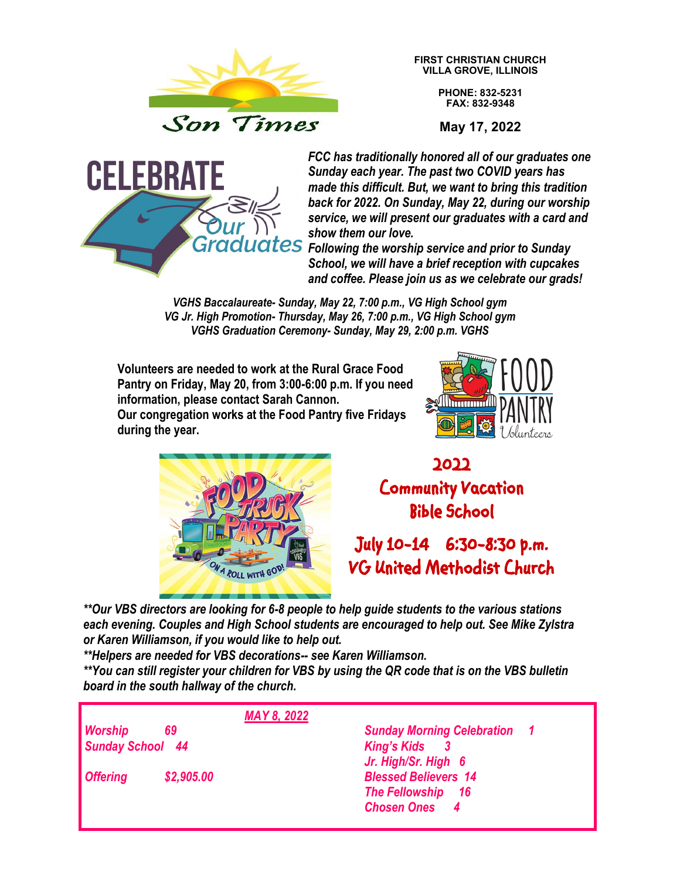# Son Times

**FIRST CHRISTIAN CHURCH**
**VILLA GROVE, ILLINOIS**

**PHONE: 832-5231**
**FAX: 832-9348**

**May 17, 2022**

## CELEBRATE Our Graduates

***FCC has traditionally honored all of our graduates one Sunday each year. The past two COVID years has made this difficult. But, we want to bring this tradition back for 2022. On Sunday, May 22, during our worship service, we will present our graduates with a card and show them our love.***

***Following the worship service and prior to Sunday School, we will have a brief reception with cupcakes and coffee. Please join us as we celebrate our grads!***

*VGHS Baccalaureate- Sunday, May 22, 7:00 p.m., VG High School gym*
*VG Jr. High Promotion- Thursday, May 26, 7:00 p.m., VG High School gym*
*VGHS Graduation Ceremony- Sunday, May 29, 2:00 p.m. VGHS*

**Volunteers are needed to work at the Rural Grace Food Pantry on Friday, May 20, from 3:00-6:00 p.m. If you need information, please contact Sarah Cannon.**
**Our congregation works at the Food Pantry five Fridays during the year.**

## 2022 Community Vacation Bible School

**July 10-14 6:30-8:30 p.m.**
**VG United Methodist Church**

***\*\*Our VBS directors are looking for 6-8 people to help guide students to the various stations each evening. Couples and High School students are encouraged to help out. See Mike Zylstra or Karen Williamson, if you would like to help out.***
***\*\*Helpers are needed for VBS decorations-- see Karen Williamson.***
***\*\*You can still register your children for VBS by using the QR code that is on the VBS bulletin board in the south hallway of the church.***

***MAY 8, 2022***

| | | | |
|---|---|---|---|
| *Worship* | *69* | *Sunday Morning Celebration* | *1* |
| *Sunday School* | *44* | *King's Kids* | *3* |
| | | *Jr. High/Sr. High* | *6* |
| *Offering* | *$2,905.00* | *Blessed Believers* | *14* |
| | | *The Fellowship* | *16* |
| | | *Chosen Ones* | *4* |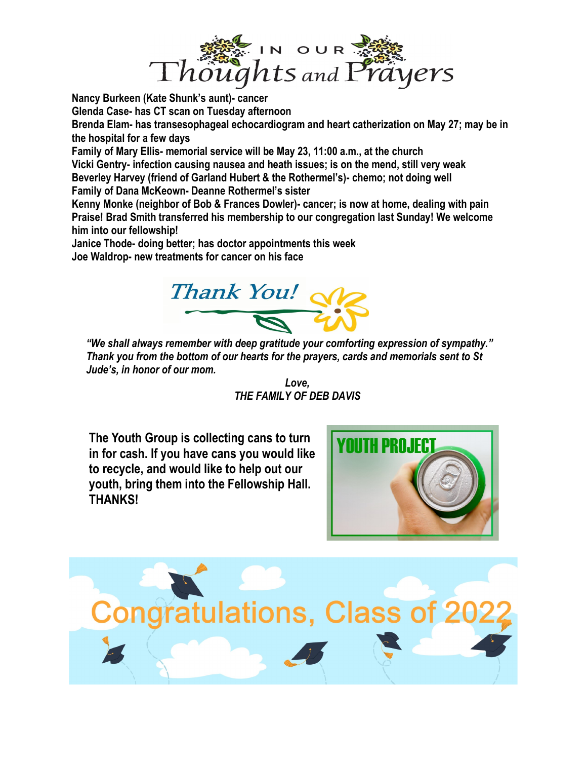# IN OUR Thoughts and Prayers

**Nancy Burkeen (Kate Shunk's aunt)- cancer**
**Glenda Case- has CT scan on Tuesday afternoon**
**Brenda Elam- has transesophageal echocardiogram and heart catherization on May 27; may be in the hospital for a few days**
**Family of Mary Ellis- memorial service will be May 23, 11:00 a.m., at the church**
**Vicki Gentry- infection causing nausea and heath issues; is on the mend, still very weak**
**Beverley Harvey (friend of Garland Hubert & the Rothermel's)- chemo; not doing well**
**Family of Dana McKeown- Deanne Rothermel's sister**
**Kenny Monke (neighbor of Bob & Frances Dowler)- cancer; is now at home, dealing with pain**
**Praise! Brad Smith transferred his membership to our congregation last Sunday! We welcome him into our fellowship!**
**Janice Thode- doing better; has doctor appointments this week**
**Joe Waldrop- new treatments for cancer on his face**

## Thank You!

***"We shall always remember with deep gratitude your comforting expression of sympathy." Thank you from the bottom of our hearts for the prayers, cards and memorials sent to St Jude's, in honor of our mom.***

***Love,***
***THE FAMILY OF DEB DAVIS***

**The Youth Group is collecting cans to turn in for cash. If you have cans you would like to recycle, and would like to help out our youth, bring them into the Fellowship Hall. THANKS!**

YOUTH PROJECT

## Congratulations, Class of 2022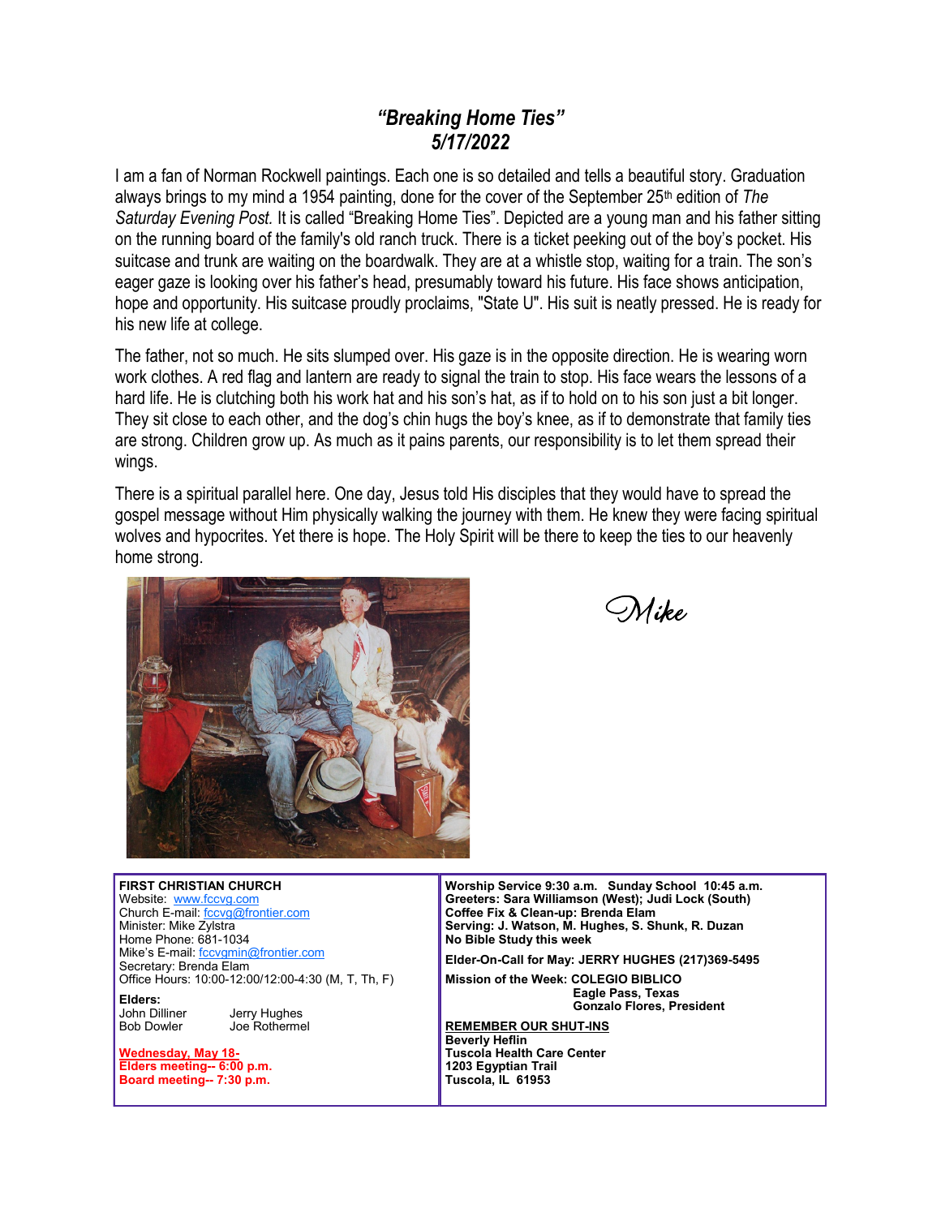# *"Breaking Home Ties"*
## *5/17/2022*

I am a fan of Norman Rockwell paintings. Each one is so detailed and tells a beautiful story. Graduation always brings to my mind a 1954 painting, done for the cover of the September 25th edition of *The Saturday Evening Post.* It is called "Breaking Home Ties". Depicted are a young man and his father sitting on the running board of the family's old ranch truck. There is a ticket peeking out of the boy's pocket. His suitcase and trunk are waiting on the boardwalk. They are at a whistle stop, waiting for a train. The son's eager gaze is looking over his father's head, presumably toward his future. His face shows anticipation, hope and opportunity. His suitcase proudly proclaims, "State U". His suit is neatly pressed. He is ready for his new life at college.

The father, not so much. He sits slumped over. His gaze is in the opposite direction. He is wearing worn work clothes. A red flag and lantern are ready to signal the train to stop. His face wears the lessons of a hard life. He is clutching both his work hat and his son's hat, as if to hold on to his son just a bit longer. They sit close to each other, and the dog's chin hugs the boy's knee, as if to demonstrate that family ties are strong. Children grow up. As much as it pains parents, our responsibility is to let them spread their wings.

There is a spiritual parallel here. One day, Jesus told His disciples that they would have to spread the gospel message without Him physically walking the journey with them. He knew they were facing spiritual wolves and hypocrites. Yet there is hope. The Holy Spirit will be there to keep the ties to our heavenly home strong.

*Mike*

**FIRST CHRISTIAN CHURCH**
Website: www.fccvg.com
Church E-mail: fccvg@frontier.com
Minister: Mike Zylstra
Home Phone: 681-1034
Mike's E-mail: fccvgmin@frontier.com
Secretary: Brenda Elam
Office Hours: 10:00-12:00/12:00-4:30 (M, T, Th, F)

**Elders:**
John Dilliner
Bob Dowler
Jerry Hughes
Joe Rothermel

**Wednesday, May 18-**
**Elders meeting-- 6:00 p.m.**
**Board meeting-- 7:30 p.m.**

**Worship Service 9:30 a.m. Sunday School 10:45 a.m.**
**Greeters: Sara Williamson (West); Judi Lock (South)**
**Coffee Fix & Clean-up: Brenda Elam**
**Serving: J. Watson, M. Hughes, S. Shunk, R. Duzan**
**No Bible Study this week**

**Elder-On-Call for May: JERRY HUGHES (217)369-5495**

**Mission of the Week: COLEGIO BIBLICO**
**Eagle Pass, Texas**
**Gonzalo Flores, President**

**REMEMBER OUR SHUT-INS**
**Beverly Heflin**
**Tuscola Health Care Center**
**1203 Egyptian Trail**
**Tuscola, IL 61953**